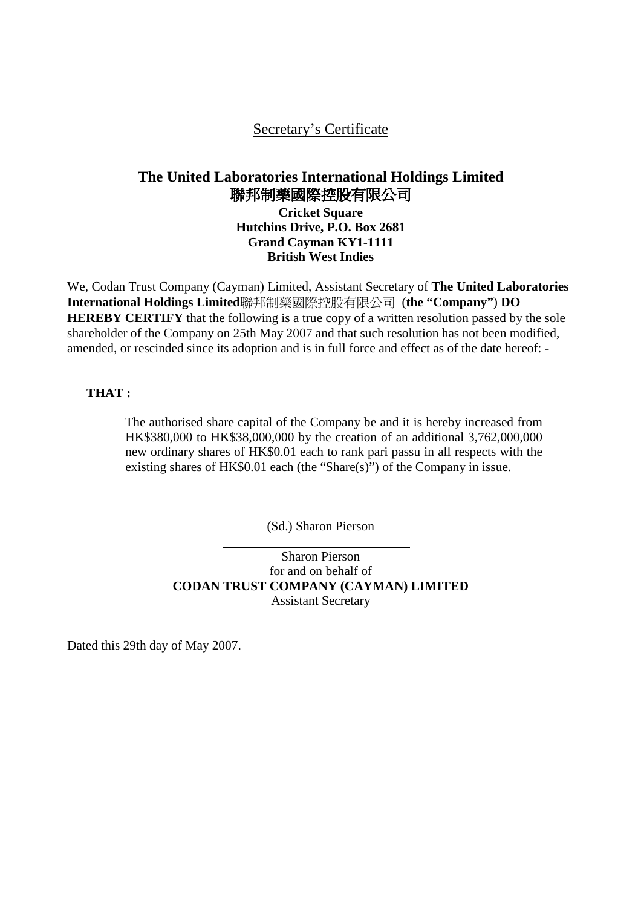<u>Secretary's Certificate</u>

**The United Laboratories International Holdings Limited**
**聯邦制藥國際控股有限公司**
**Cricket Square**
**Hutchins Drive, P.O. Box 2681**
**Grand Cayman KY1-1111**
**British West Indies**

We, Codan Trust Company (Cayman) Limited, Assistant Secretary of **The United Laboratories International Holdings Limited**聯邦制藥國際控股有限公司 (**the "Company"**) **DO HEREBY CERTIFY** that the following is a true copy of a written resolution passed by the sole shareholder of the Company on 25th May 2007 and that such resolution has not been modified, amended, or rescinded since its adoption and is in full force and effect as of the date hereof: -

**THAT :**

> The authorised share capital of the Company be and it is hereby increased from HK$380,000 to HK$38,000,000 by the creation of an additional 3,762,000,000 new ordinary shares of HK$0.01 each to rank pari passu in all respects with the existing shares of HK$0.01 each (the "Share(s)") of the Company in issue.

(Sd.) Sharon Pierson

Sharon Pierson
for and on behalf of
**CODAN TRUST COMPANY (CAYMAN) LIMITED**
Assistant Secretary

Dated this 29th day of May 2007.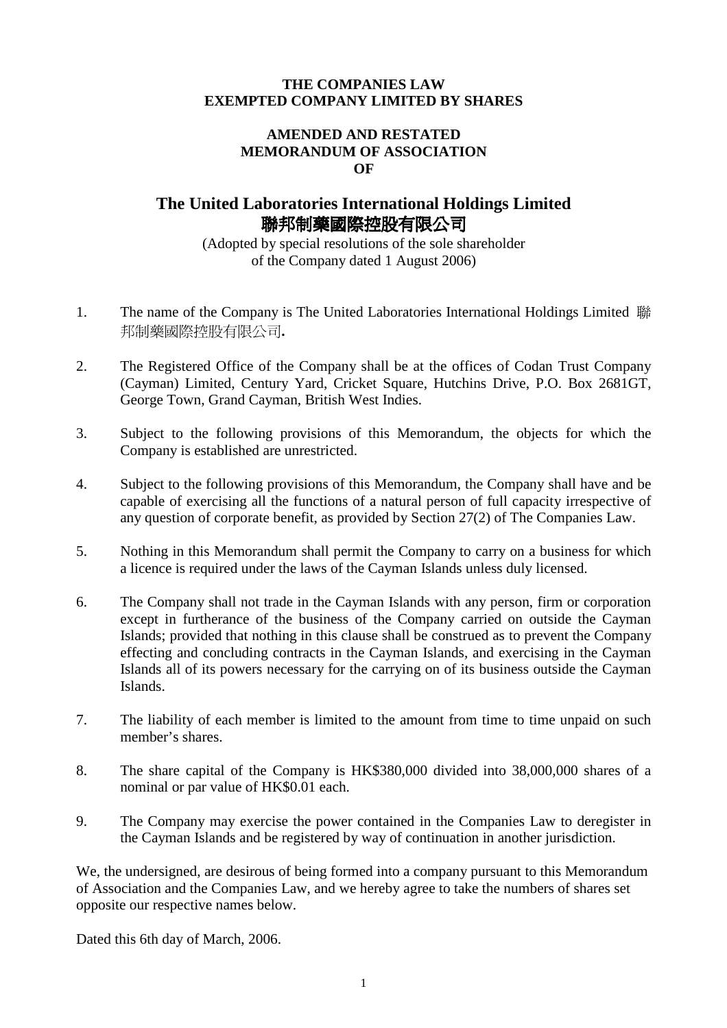**THE COMPANIES LAW**
**EXEMPTED COMPANY LIMITED BY SHARES**

# AMENDED AND RESTATED MEMORANDUM OF ASSOCIATION OF

# The United Laboratories International Holdings Limited 聯邦制藥國際控股有限公司

(Adopted by special resolutions of the sole shareholder of the Company dated 1 August 2006)

1. The name of the Company is The United Laboratories International Holdings Limited 聯邦制藥國際控股有限公司.

2. The Registered Office of the Company shall be at the offices of Codan Trust Company (Cayman) Limited, Century Yard, Cricket Square, Hutchins Drive, P.O. Box 2681GT, George Town, Grand Cayman, British West Indies.

3. Subject to the following provisions of this Memorandum, the objects for which the Company is established are unrestricted.

4. Subject to the following provisions of this Memorandum, the Company shall have and be capable of exercising all the functions of a natural person of full capacity irrespective of any question of corporate benefit, as provided by Section 27(2) of The Companies Law.

5. Nothing in this Memorandum shall permit the Company to carry on a business for which a licence is required under the laws of the Cayman Islands unless duly licensed.

6. The Company shall not trade in the Cayman Islands with any person, firm or corporation except in furtherance of the business of the Company carried on outside the Cayman Islands; provided that nothing in this clause shall be construed as to prevent the Company effecting and concluding contracts in the Cayman Islands, and exercising in the Cayman Islands all of its powers necessary for the carrying on of its business outside the Cayman Islands.

7. The liability of each member is limited to the amount from time to time unpaid on such member's shares.

8. The share capital of the Company is HK$380,000 divided into 38,000,000 shares of a nominal or par value of HK$0.01 each.

9. The Company may exercise the power contained in the Companies Law to deregister in the Cayman Islands and be registered by way of continuation in another jurisdiction.

We, the undersigned, are desirous of being formed into a company pursuant to this Memorandum of Association and the Companies Law, and we hereby agree to take the numbers of shares set opposite our respective names below.

Dated this 6th day of March, 2006.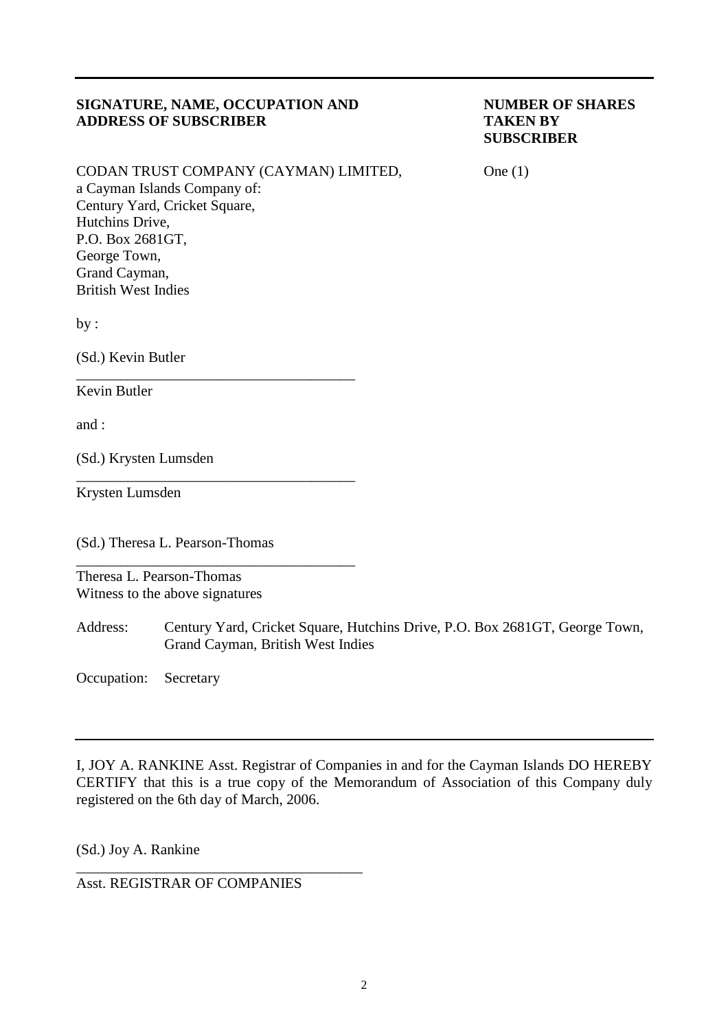| **SIGNATURE, NAME, OCCUPATION AND ADDRESS OF SUBSCRIBER** | **NUMBER OF SHARES TAKEN BY SUBSCRIBER** |
|---|---|
| CODAN TRUST COMPANY (CAYMAN) LIMITED, a Cayman Islands Company of: Century Yard, Cricket Square, Hutchins Drive, P.O. Box 2681GT, George Town, Grand Cayman, British West Indies | One (1) |

by :

(Sd.) Kevin Butler

______________________________________

Kevin Butler

and :

(Sd.) Krysten Lumsden

______________________________________

Krysten Lumsden

(Sd.) Theresa L. Pearson-Thomas

______________________________________

Theresa L. Pearson-Thomas
Witness to the above signatures

Address: Century Yard, Cricket Square, Hutchins Drive, P.O. Box 2681GT, George Town, Grand Cayman, British West Indies

Occupation: Secretary

---

I, JOY A. RANKINE Asst. Registrar of Companies in and for the Cayman Islands DO HEREBY CERTIFY that this is a true copy of the Memorandum of Association of this Company duly registered on the 6th day of March, 2006.

(Sd.) Joy A. Rankine

______________________________________

Asst. REGISTRAR OF COMPANIES